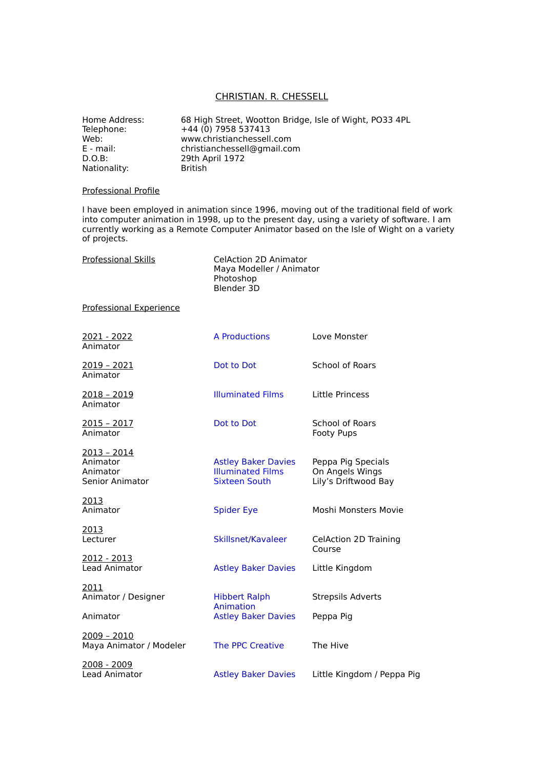# CHRISTIAN. R. CHESSELL

| | |
|---|---|
| Home Address: | 68 High Street, Wootton Bridge, Isle of Wight, PO33 4PL |
| Telephone: | +44 (0) 7958 537413 |
| Web: | www.christianchessell.com |
| E - mail: | christianchessell@gmail.com |
| D.O.B: | 29th April 1972 |
| Nationality: | British |

## Professional Profile

I have been employed in animation since 1996, moving out of the traditional field of work into computer animation in 1998, up to the present day, using a variety of software. I am currently working as a Remote Computer Animator based on the Isle of Wight on a variety of projects.

## Professional Skills

CelAction 2D Animator
Maya Modeller / Animator
Photoshop
Blender 3D

## Professional Experience

| | | |
|---|---|---|
| 2021 - 2022<br>Animator | A Productions | Love Monster |
| 2019 – 2021<br>Animator | Dot to Dot | School of Roars |
| 2018 – 2019<br>Animator | Illuminated Films | Little Princess |
| 2015 – 2017<br>Animator | Dot to Dot | School of Roars<br>Footy Pups |
| 2013 – 2014 | | |
| Animator | Astley Baker Davies | Peppa Pig Specials |
| Animator | Illuminated Films | On Angels Wings |
| Senior Animator | Sixteen South | Lily's Driftwood Bay |
| 2013<br>Animator | Spider Eye | Moshi Monsters Movie |
| 2013<br>Lecturer | Skillsnet/Kavaleer | CelAction 2D Training Course |
| 2012 - 2013<br>Lead Animator | Astley Baker Davies | Little Kingdom |
| 2011 | | |
| Animator / Designer | Hibbert Ralph Animation | Strepsils Adverts |
| Animator | Astley Baker Davies | Peppa Pig |
| 2009 – 2010<br>Maya Animator / Modeler | The PPC Creative | The Hive |
| 2008 - 2009<br>Lead Animator | Astley Baker Davies | Little Kingdom / Peppa Pig |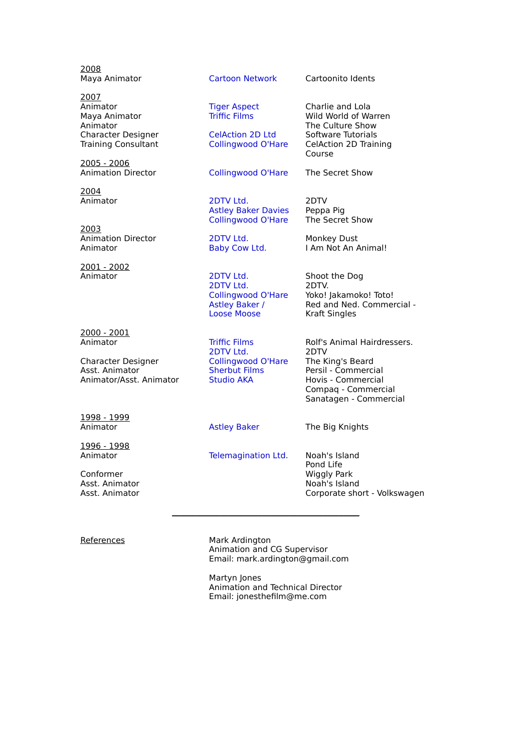| | | |
|---|---|---|
| **2008** | | |
| Maya Animator | Cartoon Network | Cartoonito Idents |
| **2007** | | |
| Animator | Tiger Aspect | Charlie and Lola |
| Maya Animator | Triffic Films | Wild World of Warren |
| Animator | | The Culture Show |
| Character Designer | CelAction 2D Ltd | Software Tutorials |
| Training Consultant | Collingwood O'Hare | CelAction 2D Training Course |
| **2005 - 2006** | | |
| Animation Director | Collingwood O'Hare | The Secret Show |
| **2004** | | |
| Animator | 2DTV Ltd. | 2DTV |
| | Astley Baker Davies | Peppa Pig |
| | Collingwood O'Hare | The Secret Show |
| **2003** | | |
| Animation Director | 2DTV Ltd. | Monkey Dust |
| Animator | Baby Cow Ltd. | I Am Not An Animal! |
| **2001 - 2002** | | |
| Animator | 2DTV Ltd. | Shoot the Dog |
| | 2DTV Ltd. | 2DTV. |
| | Collingwood O'Hare | Yoko! Jakamoko! Toto! |
| | Astley Baker / Loose Moose | Red and Ned. Commercial - Kraft Singles |
| **2000 - 2001** | | |
| Animator | Triffic Films | Rolf's Animal Hairdressers. |
| | 2DTV Ltd. | 2DTV |
| Character Designer | Collingwood O'Hare | The King's Beard |
| Asst. Animator | Sherbut Films | Persil - Commercial |
| Animator/Asst. Animator | Studio AKA | Hovis - Commercial |
| | | Compaq - Commercial |
| | | Sanatagen - Commercial |
| **1998 - 1999** | | |
| Animator | Astley Baker | The Big Knights |
| **1996 - 1998** | | |
| Animator | Telemagination Ltd. | Noah's Island |
| | | Pond Life |
| Conformer | | Wiggly Park |
| Asst. Animator | | Noah's Island |
| Asst. Animator | | Corporate short - Volkswagen |

---

**References**

Mark Ardington
Animation and CG Supervisor
Email: mark.ardington@gmail.com

Martyn Jones
Animation and Technical Director
Email: jonesthefilm@me.com